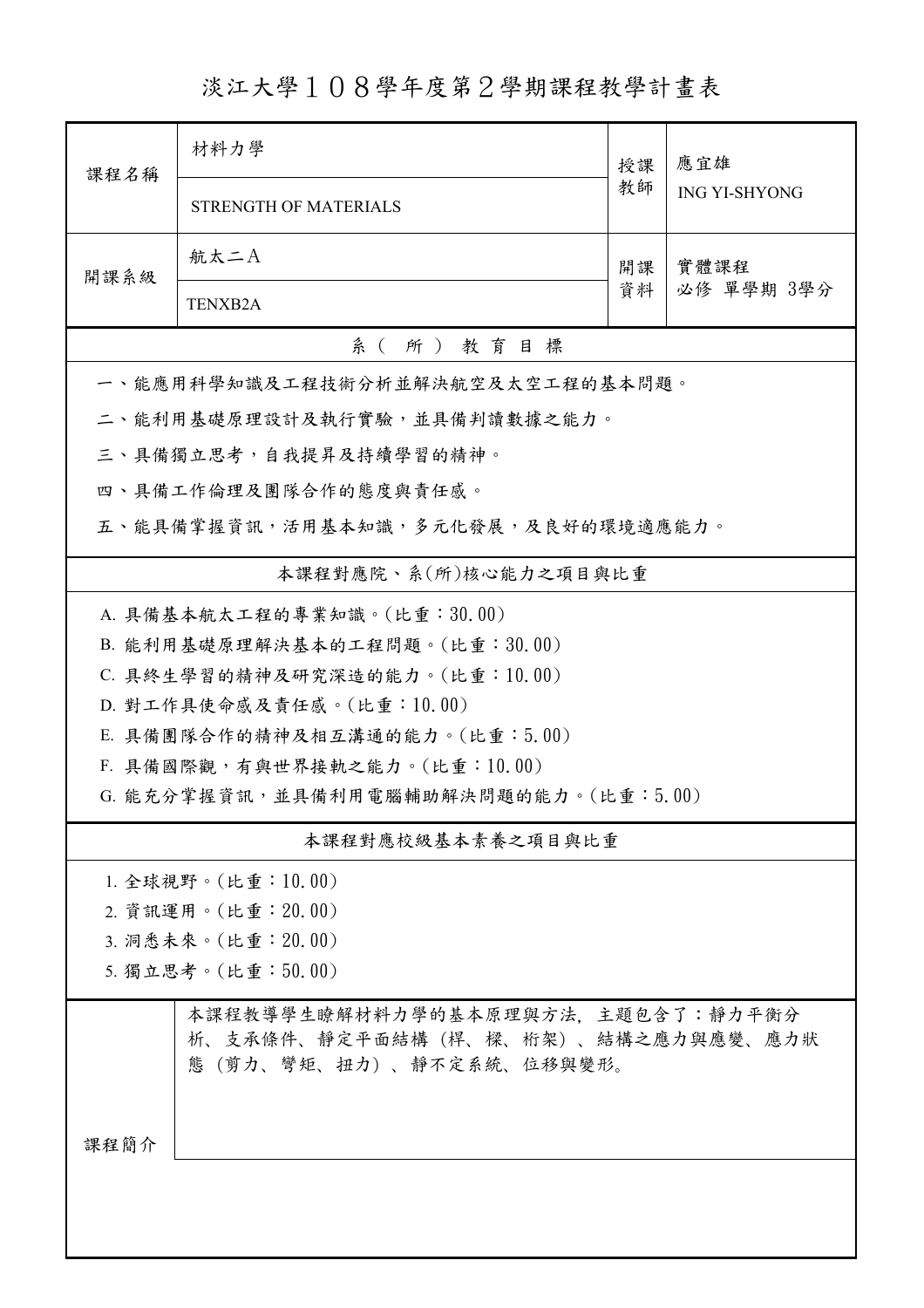# 淡江大學１０８學年度第２學期課程教學計畫表

| 課程名稱 | 材料力學 | 授課教師 | 應宜雄 |
|---|---|---|---|
| | STRENGTH OF MATERIALS | | ING YI-SHYONG |
| 開課系級 | 航太二A | 開課資料 | 實體課程<br>必修 單學期 3學分 |
| | TENXB2A | | |

## 系（所）教育目標

一、能應用科學知識及工程技術分析並解決航空及太空工程的基本問題。

二、能利用基礎原理設計及執行實驗，並具備判讀數據之能力。

三、具備獨立思考，自我提昇及持續學習的精神。

四、具備工作倫理及團隊合作的態度與責任感。

五、能具備掌握資訊，活用基本知識，多元化發展，及良好的環境適應能力。

## 本課程對應院、系(所)核心能力之項目與比重

A. 具備基本航太工程的專業知識。(比重：30.00)

B. 能利用基礎原理解決基本的工程問題。(比重：30.00)

C. 具終生學習的精神及研究深造的能力。(比重：10.00)

D. 對工作具使命感及責任感。(比重：10.00)

E. 具備團隊合作的精神及相互溝通的能力。(比重：5.00)

F. 具備國際觀，有與世界接軌之能力。(比重：10.00)

G. 能充分掌握資訊，並具備利用電腦輔助解決問題的能力。(比重：5.00)

## 本課程對應校級基本素養之項目與比重

1. 全球視野。(比重：10.00)
2. 資訊運用。(比重：20.00)
3. 洞悉未來。(比重：20.00)
5. 獨立思考。(比重：50.00)

| 課程簡介 | 本課程教導學生瞭解材料力學的基本原理與方法，主題包含了：靜力平衡分析、支承條件、靜定平面結構（桿、樑、桁架）、結構之應力與應變、應力狀態（剪力、彎矩、扭力）、靜不定系統、位移與變形。 |
|---|---|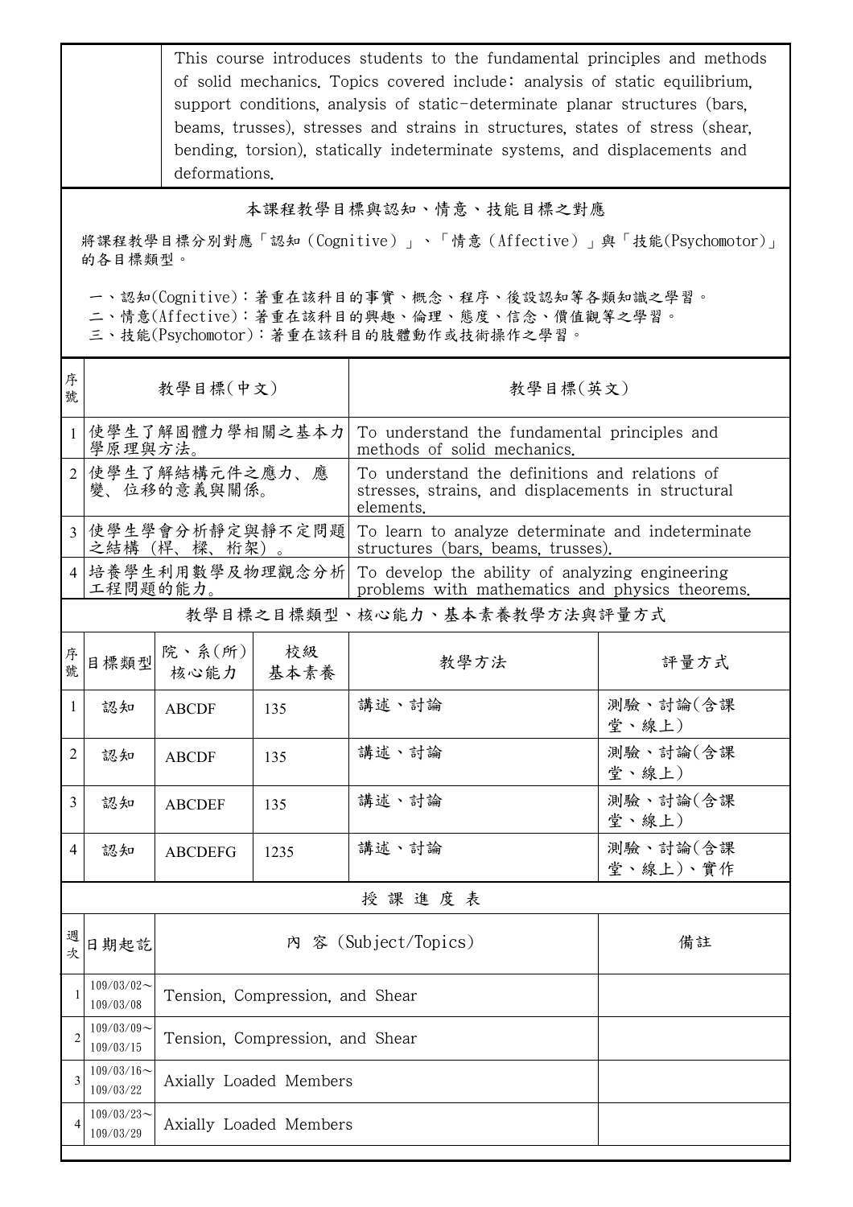| | This course introduces students to the fundamental principles and methods of solid mechanics. Topics covered include: analysis of static equilibrium, support conditions, analysis of static-determinate planar structures (bars, beams, trusses), stresses and strains in structures, states of stress (shear, bending, torsion), statically indeterminate systems, and displacements and deformations. |
|---|---|

## 本課程教學目標與認知、情意、技能目標之對應

將課程教學目標分別對應「認知（Cognitive）」、「情意（Affective）」與「技能(Psychomotor)」的各目標類型。

一、認知(Cognitive)：著重在該科目的事實、概念、程序、後設認知等各類知識之學習。
二、情意(Affective)：著重在該科目的興趣、倫理、態度、信念、價值觀等之學習。
三、技能(Psychomotor)：著重在該科目的肢體動作或技術操作之學習。

| 序號 | 教學目標(中文) | 教學目標(英文) |
|---|---|---|
| 1 | 使學生了解固體力學相關之基本力學原理與方法。 | To understand the fundamental principles and methods of solid mechanics. |
| 2 | 使學生了解結構元件之應力、應變、位移的意義與關係。 | To understand the definitions and relations of stresses, strains, and displacements in structural elements. |
| 3 | 使學生學會分析靜定與靜不定問題之結構（桿、樑、桁架）。 | To learn to analyze determinate and indeterminate structures (bars, beams, trusses). |
| 4 | 培養學生利用數學及物理觀念分析工程問題的能力。 | To develop the ability of analyzing engineering problems with mathematics and physics theorems. |

## 教學目標之目標類型、核心能力、基本素養教學方法與評量方式

| 序號 | 目標類型 | 院、系(所)核心能力 | 校級基本素養 | 教學方法 | 評量方式 |
|---|---|---|---|---|---|
| 1 | 認知 | ABCDF | 135 | 講述、討論 | 測驗、討論(含課堂、線上) |
| 2 | 認知 | ABCDF | 135 | 講述、討論 | 測驗、討論(含課堂、線上) |
| 3 | 認知 | ABCDEF | 135 | 講述、討論 | 測驗、討論(含課堂、線上) |
| 4 | 認知 | ABCDEFG | 1235 | 講述、討論 | 測驗、討論(含課堂、線上)、實作 |

## 授課進度表

| 週次 | 日期起訖 | 內 容 (Subject/Topics) | 備註 |
|---|---|---|---|
| 1 | 109/03/02～109/03/08 | Tension, Compression, and Shear | |
| 2 | 109/03/09～109/03/15 | Tension, Compression, and Shear | |
| 3 | 109/03/16～109/03/22 | Axially Loaded Members | |
| 4 | 109/03/23～109/03/29 | Axially Loaded Members | |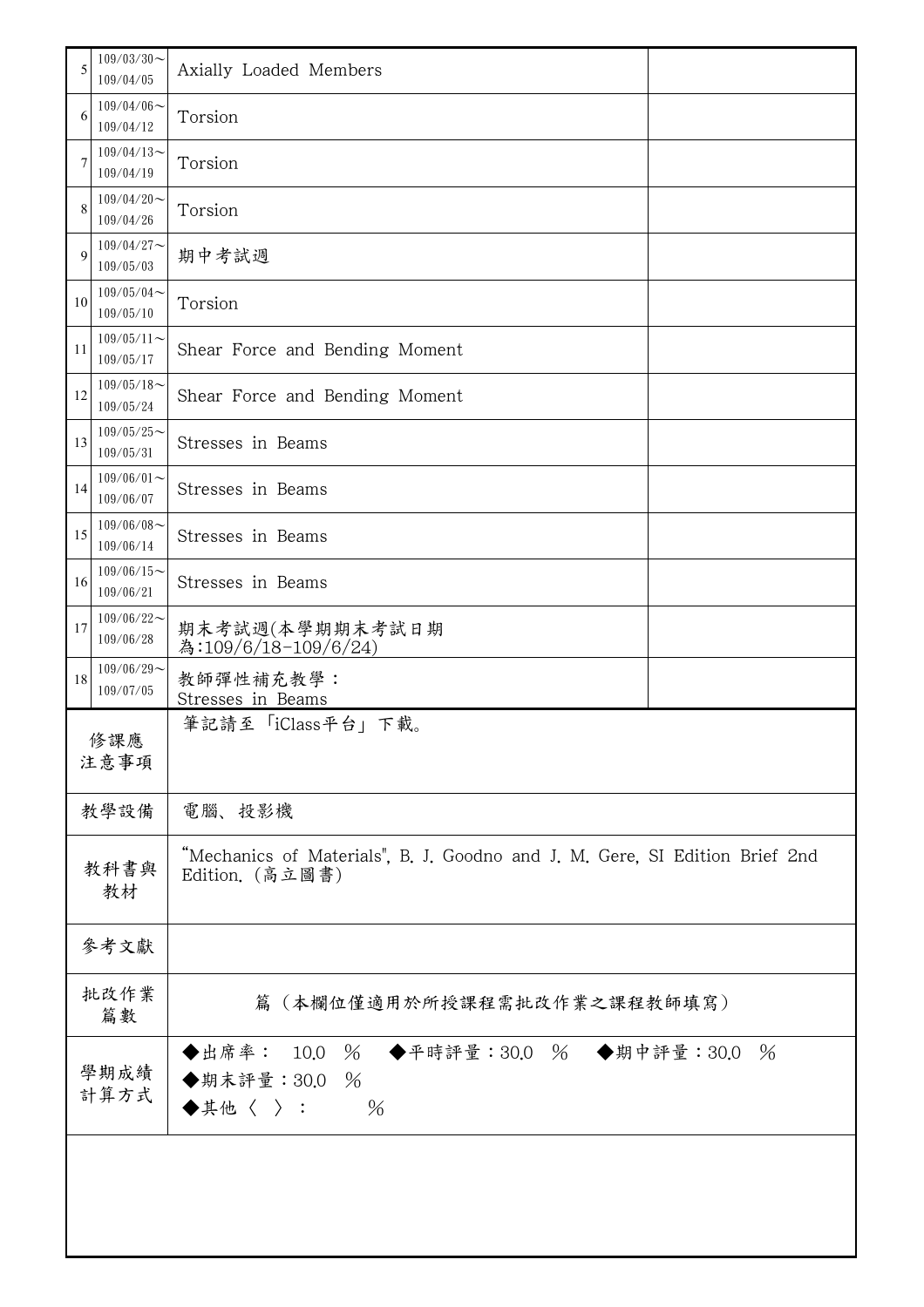| 5 | 109/03/30～<br>109/04/05 | Axially Loaded Members | |
|---|---|---|---|
| 6 | 109/04/06～<br>109/04/12 | Torsion | |
| 7 | 109/04/13～<br>109/04/19 | Torsion | |
| 8 | 109/04/20～<br>109/04/26 | Torsion | |
| 9 | 109/04/27～<br>109/05/03 | 期中考試週 | |
| 10 | 109/05/04～<br>109/05/10 | Torsion | |
| 11 | 109/05/11～<br>109/05/17 | Shear Force and Bending Moment | |
| 12 | 109/05/18～<br>109/05/24 | Shear Force and Bending Moment | |
| 13 | 109/05/25～<br>109/05/31 | Stresses in Beams | |
| 14 | 109/06/01～<br>109/06/07 | Stresses in Beams | |
| 15 | 109/06/08～<br>109/06/14 | Stresses in Beams | |
| 16 | 109/06/15～<br>109/06/21 | Stresses in Beams | |
| 17 | 109/06/22～<br>109/06/28 | 期末考試週(本學期期末考試日期為:109/6/18-109/6/24) | |
| 18 | 109/06/29～<br>109/07/05 | 教師彈性補充教學：<br>Stresses in Beams | |

| 項目 | 內容 |
|---|---|
| 修課應注意事項 | 筆記請至「iClass平台」下載。 |
| 教學設備 | 電腦、投影機 |
| 教科書與教材 | "Mechanics of Materials", B. J. Goodno and J. M. Gere, SI Edition Brief 2nd Edition. (高立圖書) |
| 參考文獻 | |
| 批改作業篇數 | 篇（本欄位僅適用於所授課程需批改作業之課程教師填寫） |
| 學期成績計算方式 | ◆出席率： 10.0 ％ ◆平時評量：30.0 ％ ◆期中評量：30.0 ％<br>◆期末評量：30.0 ％<br>◆其他〈 〉： ％ |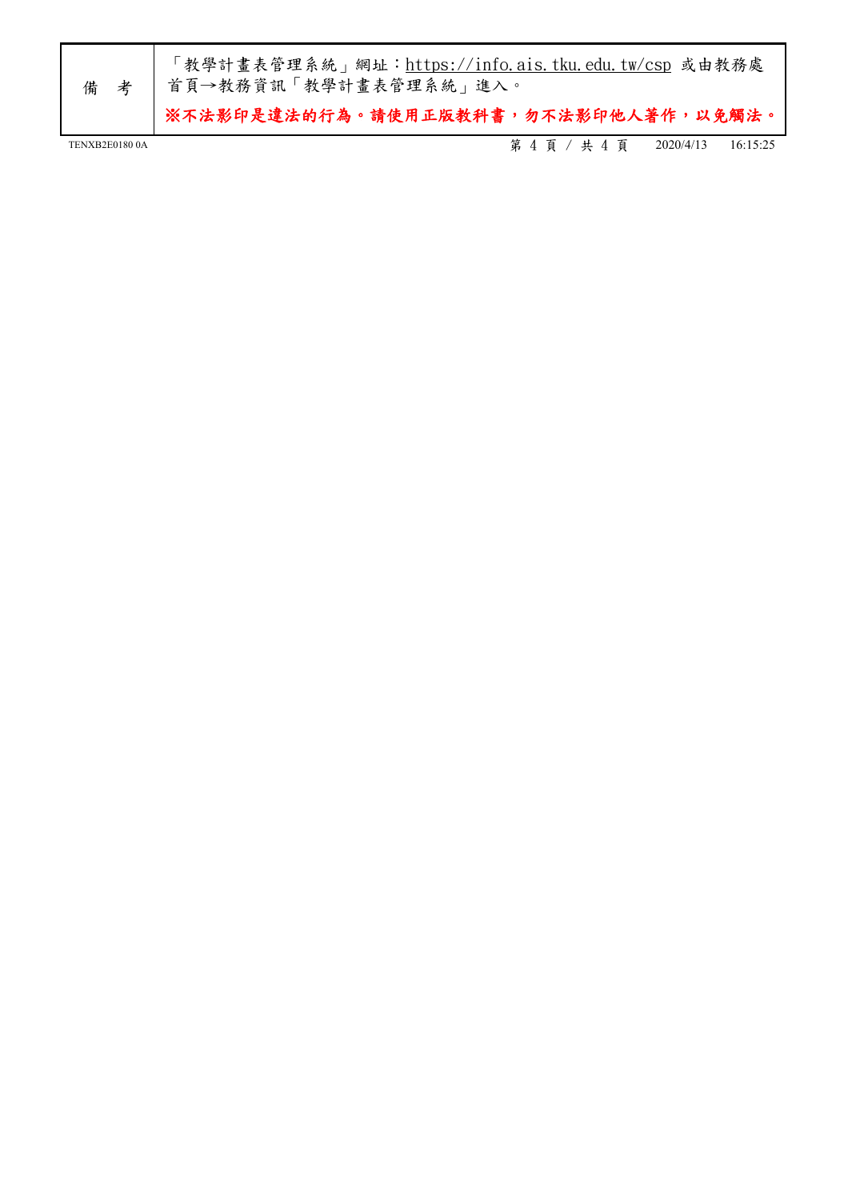| | |
|---|---|
| 備　考 | 「教學計畫表管理系統」網址：https://info.ais.tku.edu.tw/csp 或由教務處首頁→教務資訊「教學計畫表管理系統」進入。<br>**※不法影印是違法的行為。請使用正版教科書，勿不法影印他人著作，以免觸法。** |

TENXB2E0180 0A　　2020/4/13　16:15:25